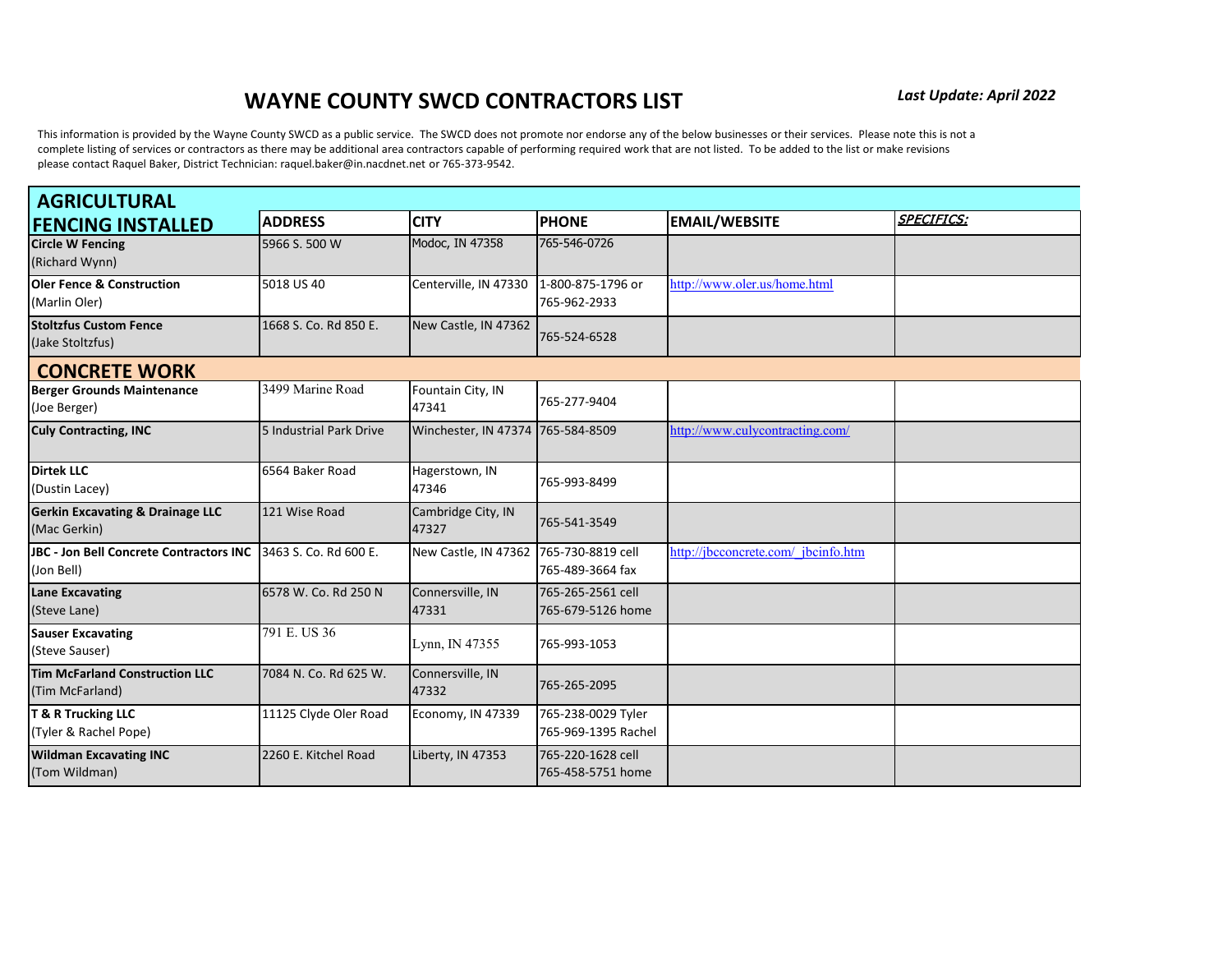# WAYNE COUNTY SWCD CONTRACTORS LIST

***Last Update: April 2022***

This information is provided by the Wayne County SWCD as a public service. The SWCD does not promote nor endorse any of the below businesses or their services. Please note this is not a complete listing of services or contractors as there may be additional area contractors capable of performing required work that are not listed. To be added to the list or make revisions please contact Raquel Baker, District Technician: raquel.baker@in.nacdnet.net or 765-373-9542.

| AGRICULTURAL FENCING INSTALLED | ADDRESS | CITY | PHONE | EMAIL/WEBSITE | *SPECIFICS:* |
|---|---|---|---|---|---|
| **Circle W Fencing** (Richard Wynn) | 5966 S. 500 W | Modoc, IN 47358 | 765-546-0726 | | |
| **Oler Fence & Construction** (Marlin Oler) | 5018 US 40 | Centerville, IN 47330 | 1-800-875-1796 or 765-962-2933 | http://www.oler.us/home.html | |
| **Stoltzfus Custom Fence** (Jake Stoltzfus) | 1668 S. Co. Rd 850 E. | New Castle, IN 47362 | 765-524-6528 | | |
| **CONCRETE WORK** | | | | | |
| **Berger Grounds Maintenance** (Joe Berger) | 3499 Marine Road | Fountain City, IN 47341 | 765-277-9404 | | |
| **Culy Contracting, INC** | 5 Industrial Park Drive | Winchester, IN 47374 | 765-584-8509 | http://www.culycontracting.com/ | |
| **Dirtek LLC** (Dustin Lacey) | 6564 Baker Road | Hagerstown, IN 47346 | 765-993-8499 | | |
| **Gerkin Excavating & Drainage LLC** (Mac Gerkin) | 121 Wise Road | Cambridge City, IN 47327 | 765-541-3549 | | |
| **JBC - Jon Bell Concrete Contractors INC** (Jon Bell) | 3463 S. Co. Rd 600 E. | New Castle, IN 47362 | 765-730-8819 cell 765-489-3664 fax | http://jbcconcrete.com/_jbcinfo.htm | |
| **Lane Excavating** (Steve Lane) | 6578 W. Co. Rd 250 N | Connersville, IN 47331 | 765-265-2561 cell 765-679-5126 home | | |
| **Sauser Excavating** (Steve Sauser) | 791 E. US 36 | Lynn, IN 47355 | 765-993-1053 | | |
| **Tim McFarland Construction LLC** (Tim McFarland) | 7084 N. Co. Rd 625 W. | Connersville, IN 47332 | 765-265-2095 | | |
| **T & R Trucking LLC** (Tyler & Rachel Pope) | 11125 Clyde Oler Road | Economy, IN 47339 | 765-238-0029 Tyler 765-969-1395 Rachel | | |
| **Wildman Excavating INC** (Tom Wildman) | 2260 E. Kitchel Road | Liberty, IN 47353 | 765-220-1628 cell 765-458-5751 home | | |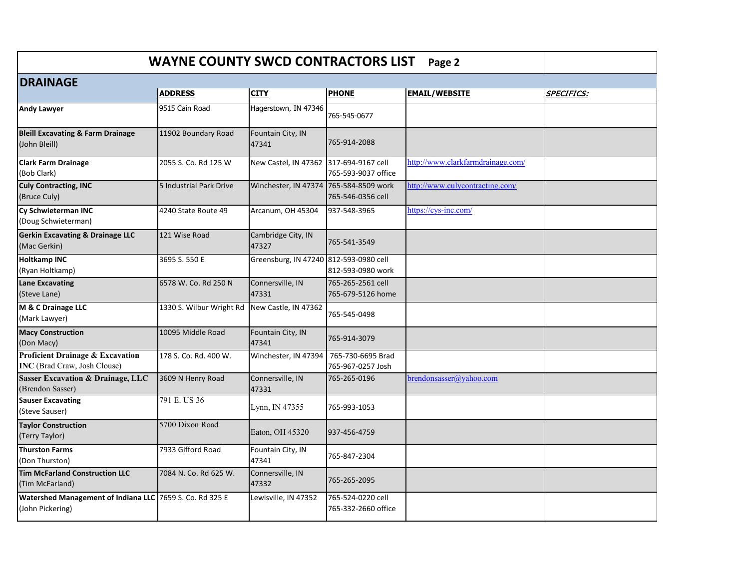# WAYNE COUNTY SWCD CONTRACTORS LIST Page 2

## DRAINAGE

| | ADDRESS | CITY | PHONE | EMAIL/WEBSITE | *SPECIFICS:* |
|---|---|---|---|---|---|
| **Andy Lawyer** | 9515 Cain Road | Hagerstown, IN 47346 | 765-545-0677 | | |
| **Bleill Excavating & Farm Drainage** (John Bleill) | 11902 Boundary Road | Fountain City, IN 47341 | 765-914-2088 | | |
| **Clark Farm Drainage** (Bob Clark) | 2055 S. Co. Rd 125 W | New Castel, IN 47362 | 317-694-9167 cell 765-593-9037 office | http://www.clarkfarmdrainage.com/ | |
| **Culy Contracting, INC** (Bruce Culy) | 5 Industrial Park Drive | Winchester, IN 47374 | 765-584-8509 work 765-546-0356 cell | http://www.culycontracting.com/ | |
| **Cy Schwieterman INC** (Doug Schwieterman) | 4240 State Route 49 | Arcanum, OH 45304 | 937-548-3965 | https://cys-inc.com/ | |
| **Gerkin Excavating & Drainage LLC** (Mac Gerkin) | 121 Wise Road | Cambridge City, IN 47327 | 765-541-3549 | | |
| **Holtkamp INC** (Ryan Holtkamp) | 3695 S. 550 E | Greensburg, IN 47240 | 812-593-0980 cell 812-593-0980 work | | |
| **Lane Excavating** (Steve Lane) | 6578 W. Co. Rd 250 N | Connersville, IN 47331 | 765-265-2561 cell 765-679-5126 home | | |
| **M & C Drainage LLC** (Mark Lawyer) | 1330 S. Wilbur Wright Rd | New Castle, IN 47362 | 765-545-0498 | | |
| **Macy Construction** (Don Macy) | 10095 Middle Road | Fountain City, IN 47341 | 765-914-3079 | | |
| **Proficient Drainage & Excavation INC** (Brad Craw, Josh Clouse) | 178 S. Co. Rd. 400 W. | Winchester, IN 47394 | 765-730-6695 Brad 765-967-0257 Josh | | |
| **Sasser Excavation & Drainage, LLC** (Brendon Sasser) | 3609 N Henry Road | Connersville, IN 47331 | 765-265-0196 | brendonsasser@yahoo.com | |
| **Sauser Excavating** (Steve Sauser) | 791 E. US 36 | Lynn, IN 47355 | 765-993-1053 | | |
| **Taylor Construction** (Terry Taylor) | 5700 Dixon Road | Eaton, OH 45320 | 937-456-4759 | | |
| **Thurston Farms** (Don Thurston) | 7933 Gifford Road | Fountain City, IN 47341 | 765-847-2304 | | |
| **Tim McFarland Construction LLC** (Tim McFarland) | 7084 N. Co. Rd 625 W. | Connersville, IN 47332 | 765-265-2095 | | |
| **Watershed Management of Indiana LLC** (John Pickering) | 7659 S. Co. Rd 325 E | Lewisville, IN 47352 | 765-524-0220 cell 765-332-2660 office | | |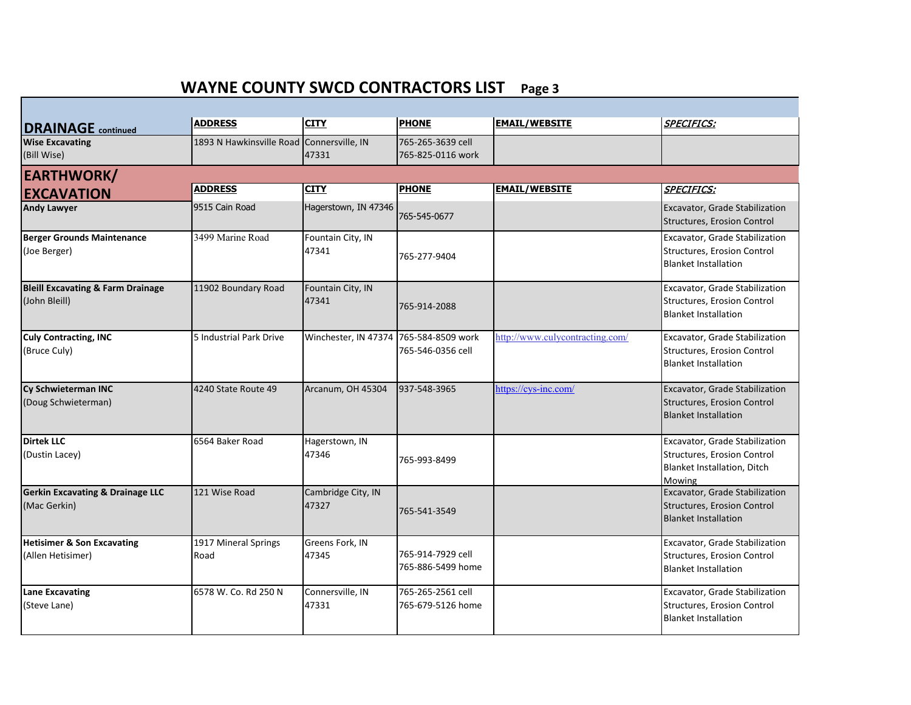# WAYNE COUNTY SWCD CONTRACTORS LIST Page 3

| DRAINAGE continued | ADDRESS | CITY | PHONE | EMAIL/WEBSITE | SPECIFICS: |
|---|---|---|---|---|---|
| **Wise Excavating** (Bill Wise) | 1893 N Hawkinsville Road | Connersville, IN 47331 | 765-265-3639 cell 765-825-0116 work | | |

| EARTHWORK/ EXCAVATION | ADDRESS | CITY | PHONE | EMAIL/WEBSITE | SPECIFICS: |
|---|---|---|---|---|---|
| **Andy Lawyer** | 9515 Cain Road | Hagerstown, IN 47346 | 765-545-0677 | | Excavator, Grade Stabilization Structures, Erosion Control |
| **Berger Grounds Maintenance** (Joe Berger) | 3499 Marine Road | Fountain City, IN 47341 | 765-277-9404 | | Excavator, Grade Stabilization Structures, Erosion Control Blanket Installation |
| **Bleill Excavating & Farm Drainage** (John Bleill) | 11902 Boundary Road | Fountain City, IN 47341 | 765-914-2088 | | Excavator, Grade Stabilization Structures, Erosion Control Blanket Installation |
| **Culy Contracting, INC** (Bruce Culy) | 5 Industrial Park Drive | Winchester, IN 47374 | 765-584-8509 work 765-546-0356 cell | http://www.culycontracting.com/ | Excavator, Grade Stabilization Structures, Erosion Control Blanket Installation |
| **Cy Schwieterman INC** (Doug Schwieterman) | 4240 State Route 49 | Arcanum, OH 45304 | 937-548-3965 | https://cys-inc.com/ | Excavator, Grade Stabilization Structures, Erosion Control Blanket Installation |
| **Dirtek LLC** (Dustin Lacey) | 6564 Baker Road | Hagerstown, IN 47346 | 765-993-8499 | | Excavator, Grade Stabilization Structures, Erosion Control Blanket Installation, Ditch Mowing |
| **Gerkin Excavating & Drainage LLC** (Mac Gerkin) | 121 Wise Road | Cambridge City, IN 47327 | 765-541-3549 | | Excavator, Grade Stabilization Structures, Erosion Control Blanket Installation |
| **Hetisimer & Son Excavating** (Allen Hetisimer) | 1917 Mineral Springs Road | Greens Fork, IN 47345 | 765-914-7929 cell 765-886-5499 home | | Excavator, Grade Stabilization Structures, Erosion Control Blanket Installation |
| **Lane Excavating** (Steve Lane) | 6578 W. Co. Rd 250 N | Connersville, IN 47331 | 765-265-2561 cell 765-679-5126 home | | Excavator, Grade Stabilization Structures, Erosion Control Blanket Installation |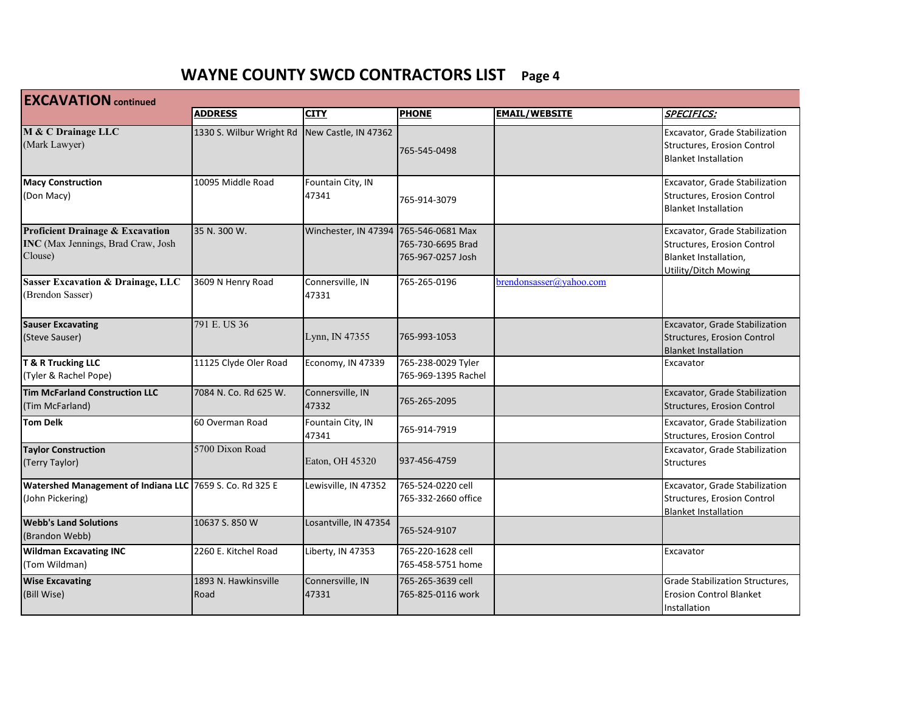# WAYNE COUNTY SWCD CONTRACTORS LIST Page 4

| EXCAVATION continued | ADDRESS | CITY | PHONE | EMAIL/WEBSITE | SPECIFICS: |
|---|---|---|---|---|---|
| **M & C Drainage LLC** (Mark Lawyer) | 1330 S. Wilbur Wright Rd | New Castle, IN 47362 | 765-545-0498 | | Excavator, Grade Stabilization Structures, Erosion Control Blanket Installation |
| **Macy Construction** (Don Macy) | 10095 Middle Road | Fountain City, IN 47341 | 765-914-3079 | | Excavator, Grade Stabilization Structures, Erosion Control Blanket Installation |
| **Proficient Drainage & Excavation INC** (Max Jennings, Brad Craw, Josh Clouse) | 35 N. 300 W. | Winchester, IN 47394 | 765-546-0681 Max 765-730-6695 Brad 765-967-0257 Josh | | Excavator, Grade Stabilization Structures, Erosion Control Blanket Installation, Utility/Ditch Mowing |
| **Sasser Excavation & Drainage, LLC** (Brendon Sasser) | 3609 N Henry Road | Connersville, IN 47331 | 765-265-0196 | brendonsasser@yahoo.com | |
| **Sauser Excavating** (Steve Sauser) | 791 E. US 36 | Lynn, IN 47355 | 765-993-1053 | | Excavator, Grade Stabilization Structures, Erosion Control Blanket Installation |
| **T & R Trucking LLC** (Tyler & Rachel Pope) | 11125 Clyde Oler Road | Economy, IN 47339 | 765-238-0029 Tyler 765-969-1395 Rachel | | Excavator |
| **Tim McFarland Construction LLC** (Tim McFarland) | 7084 N. Co. Rd 625 W. | Connersville, IN 47332 | 765-265-2095 | | Excavator, Grade Stabilization Structures, Erosion Control |
| **Tom Delk** | 60 Overman Road | Fountain City, IN 47341 | 765-914-7919 | | Excavator, Grade Stabilization Structures, Erosion Control |
| **Taylor Construction** (Terry Taylor) | 5700 Dixon Road | Eaton, OH 45320 | 937-456-4759 | | Excavator, Grade Stabilization Structures |
| **Watershed Management of Indiana LLC** (John Pickering) | 7659 S. Co. Rd 325 E | Lewisville, IN 47352 | 765-524-0220 cell 765-332-2660 office | | Excavator, Grade Stabilization Structures, Erosion Control Blanket Installation |
| **Webb's Land Solutions** (Brandon Webb) | 10637 S. 850 W | Losantville, IN 47354 | 765-524-9107 | | |
| **Wildman Excavating INC** (Tom Wildman) | 2260 E. Kitchel Road | Liberty, IN 47353 | 765-220-1628 cell 765-458-5751 home | | Excavator |
| **Wise Excavating** (Bill Wise) | 1893 N. Hawkinsville Road | Connersville, IN 47331 | 765-265-3639 cell 765-825-0116 work | | Grade Stabilization Structures, Erosion Control Blanket Installation |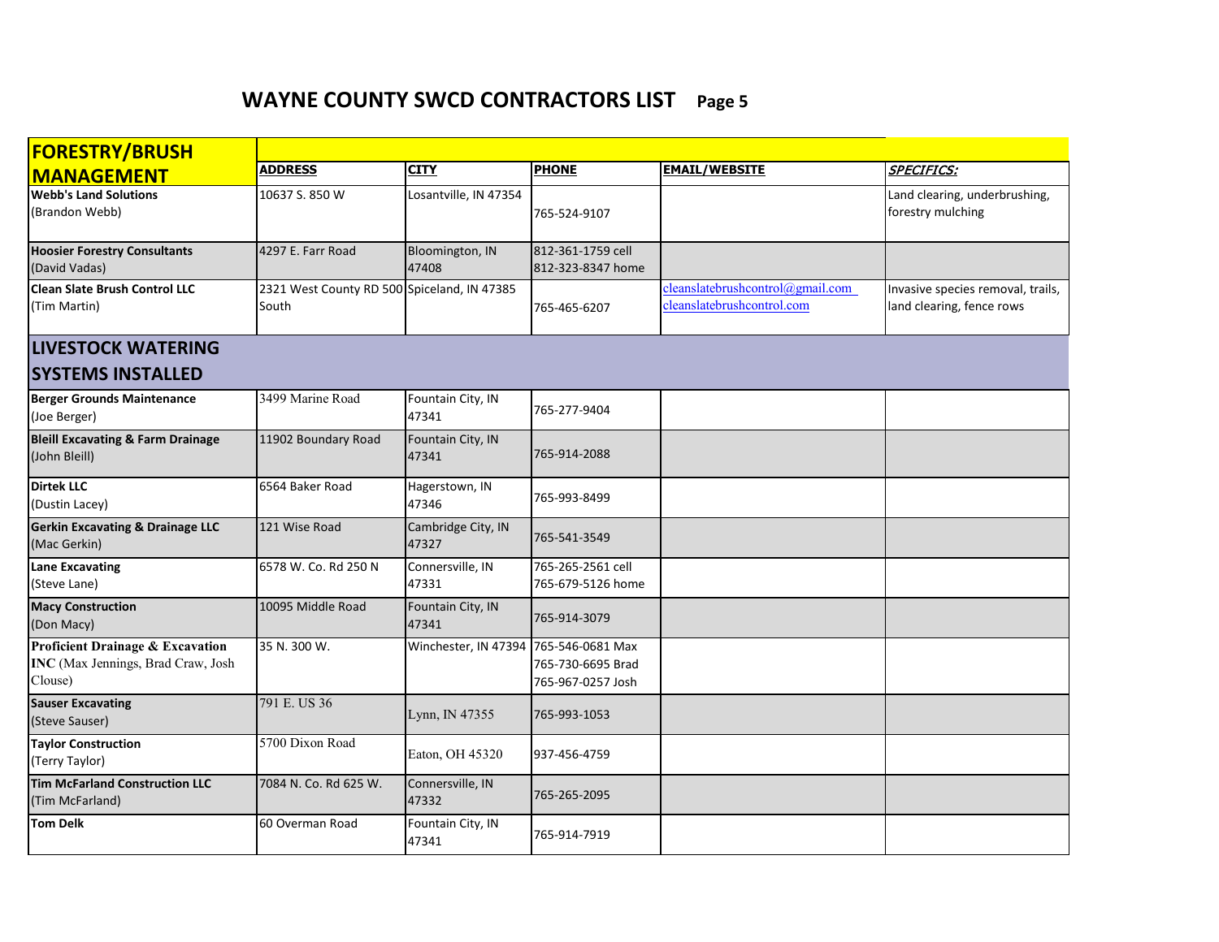# WAYNE COUNTY SWCD CONTRACTORS LIST Page 5

| FORESTRY/BRUSH MANAGEMENT | ADDRESS | CITY | PHONE | EMAIL/WEBSITE | *SPECIFICS:* |
|---|---|---|---|---|---|
| **Webb's Land Solutions** (Brandon Webb) | 10637 S. 850 W | Losantville, IN 47354 | 765-524-9107 | | Land clearing, underbrushing, forestry mulching |
| **Hoosier Forestry Consultants** (David Vadas) | 4297 E. Farr Road | Bloomington, IN 47408 | 812-361-1759 cell 812-323-8347 home | | |
| **Clean Slate Brush Control LLC** (Tim Martin) | 2321 West County RD 500 South | Spiceland, IN 47385 | 765-465-6207 | cleanslatebrushcontrol@gmail.com cleanslatebrushcontrol.com | Invasive species removal, trails, land clearing, fence rows |
| **LIVESTOCK WATERING SYSTEMS INSTALLED** | | | | | |
| **Berger Grounds Maintenance** (Joe Berger) | 3499 Marine Road | Fountain City, IN 47341 | 765-277-9404 | | |
| **Bleill Excavating & Farm Drainage** (John Bleill) | 11902 Boundary Road | Fountain City, IN 47341 | 765-914-2088 | | |
| **Dirtek LLC** (Dustin Lacey) | 6564 Baker Road | Hagerstown, IN 47346 | 765-993-8499 | | |
| **Gerkin Excavating & Drainage LLC** (Mac Gerkin) | 121 Wise Road | Cambridge City, IN 47327 | 765-541-3549 | | |
| **Lane Excavating** (Steve Lane) | 6578 W. Co. Rd 250 N | Connersville, IN 47331 | 765-265-2561 cell 765-679-5126 home | | |
| **Macy Construction** (Don Macy) | 10095 Middle Road | Fountain City, IN 47341 | 765-914-3079 | | |
| **Proficient Drainage & Excavation INC** (Max Jennings, Brad Craw, Josh Clouse) | 35 N. 300 W. | Winchester, IN 47394 | 765-546-0681 Max 765-730-6695 Brad 765-967-0257 Josh | | |
| **Sauser Excavating** (Steve Sauser) | 791 E. US 36 | Lynn, IN 47355 | 765-993-1053 | | |
| **Taylor Construction** (Terry Taylor) | 5700 Dixon Road | Eaton, OH 45320 | 937-456-4759 | | |
| **Tim McFarland Construction LLC** (Tim McFarland) | 7084 N. Co. Rd 625 W. | Connersville, IN 47332 | 765-265-2095 | | |
| **Tom Delk** | 60 Overman Road | Fountain City, IN 47341 | 765-914-7919 | | |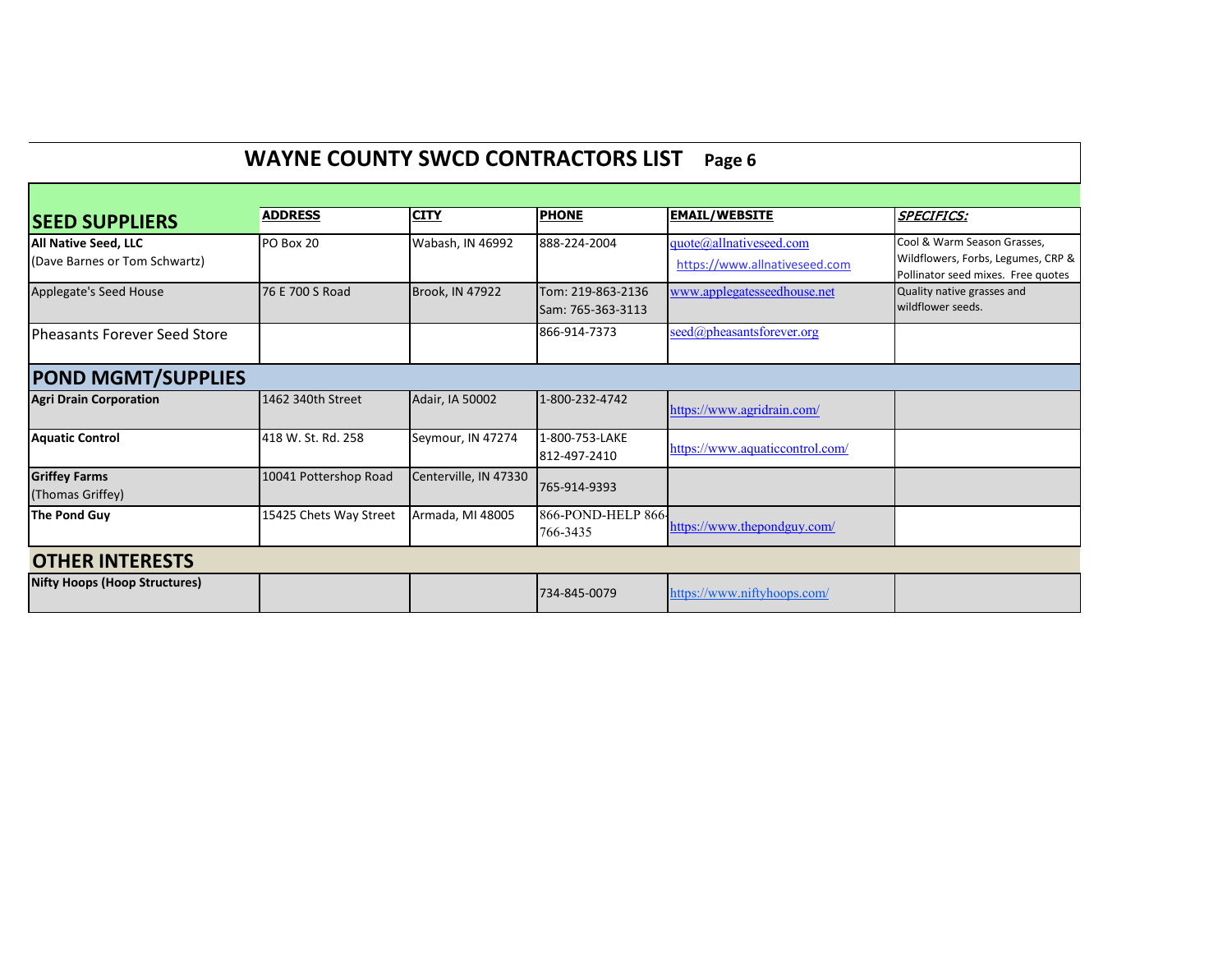# WAYNE COUNTY SWCD CONTRACTORS LIST Page 6

| SEED SUPPLIERS | ADDRESS | CITY | PHONE | EMAIL/WEBSITE | *SPECIFICS:* |
|---|---|---|---|---|---|
| **All Native Seed, LLC** (Dave Barnes or Tom Schwartz) | PO Box 20 | Wabash, IN 46992 | 888-224-2004 | quote@allnativeseed.com https://www.allnativeseed.com | Cool & Warm Season Grasses, Wildflowers, Forbs, Legumes, CRP & Pollinator seed mixes. Free quotes |
| Applegate's Seed House | 76 E 700 S Road | Brook, IN 47922 | Tom: 219-863-2136 Sam: 765-363-3113 | www.applegatesseedhouse.net | Quality native grasses and wildflower seeds. |
| Pheasants Forever Seed Store | | | 866-914-7373 | seed@pheasantsforever.org | |
| **POND MGMT/SUPPLIES** | | | | | |
| **Agri Drain Corporation** | 1462 340th Street | Adair, IA 50002 | 1-800-232-4742 | https://www.agridrain.com/ | |
| **Aquatic Control** | 418 W. St. Rd. 258 | Seymour, IN 47274 | 1-800-753-LAKE 812-497-2410 | https://www.aquaticcontrol.com/ | |
| **Griffey Farms** (Thomas Griffey) | 10041 Pottershop Road | Centerville, IN 47330 | 765-914-9393 | | |
| **The Pond Guy** | 15425 Chets Way Street | Armada, MI 48005 | 866-POND-HELP 866-766-3435 | https://www.thepondguy.com/ | |
| **OTHER INTERESTS** | | | | | |
| **Nifty Hoops (Hoop Structures)** | | | 734-845-0079 | https://www.niftyhoops.com/ | |